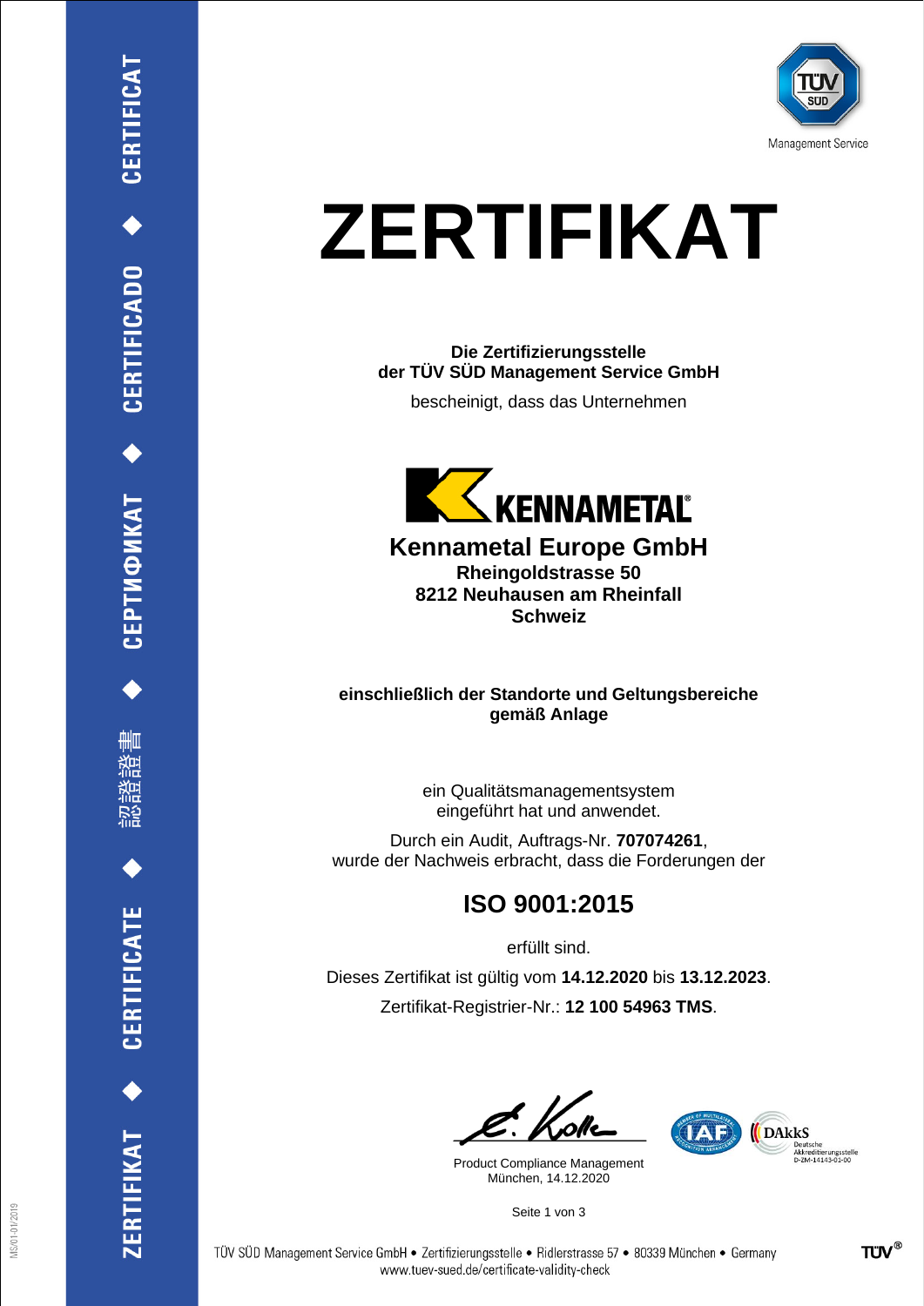# ZERTIFIKAT

**Die Zertifizierungsstelle**
**der TÜV SÜD Management Service GmbH**

bescheinigt, dass das Unternehmen

**Kennametal Europe GmbH**
**Rheingoldstrasse 50**
**8212 Neuhausen am Rheinfall**
**Schweiz**

**einschließlich der Standorte und Geltungsbereiche gemäß Anlage**

ein Qualitätsmanagementsystem
eingeführt hat und anwendet.

Durch ein Audit, Auftrags-Nr. **707074261**,
wurde der Nachweis erbracht, dass die Forderungen der

## ISO 9001:2015

erfüllt sind.

Dieses Zertifikat ist gültig vom **14.12.2020** bis **13.12.2023**.

Zertifikat-Registrier-Nr.: **12 100 54963 TMS**.

Product Compliance Management
München, 14.12.2020

TÜV SÜD Management Service GmbH • Zertifizierungsstelle • Ridlerstrasse 57 • 80339 München • Germany
www.tuev-sued.de/certificate-validity-check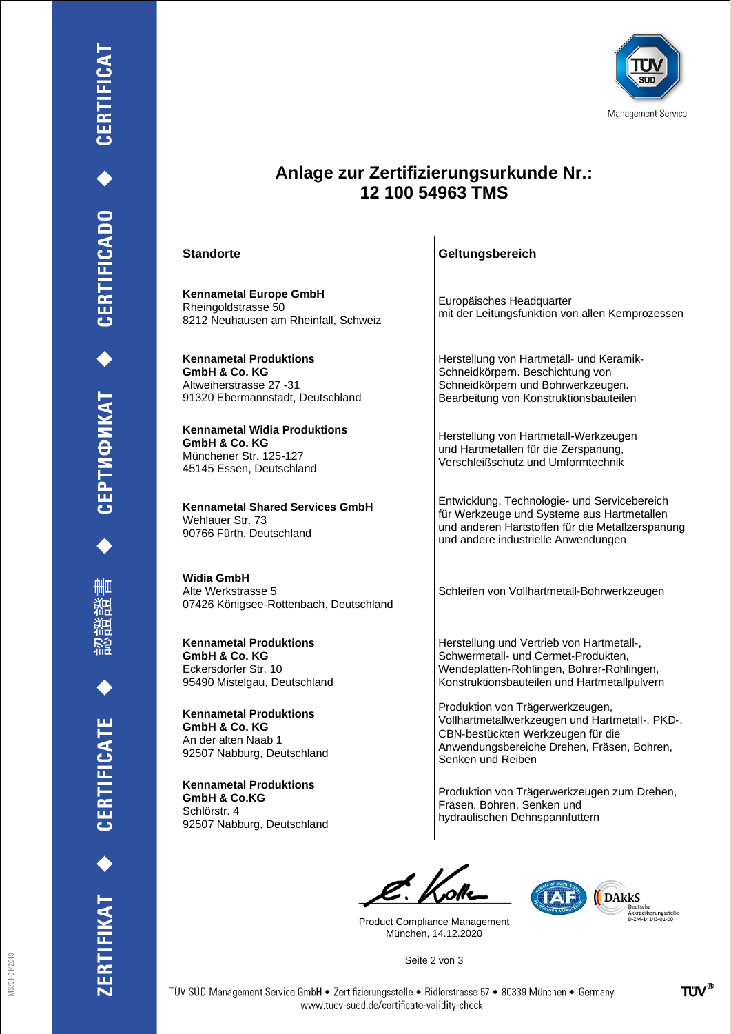# Anlage zur Zertifizierungsurkunde Nr.: 12 100 54963 TMS

| Standorte | Geltungsbereich |
|---|---|
| **Kennametal Europe GmbH**<br>Rheingoldstrasse 50<br>8212 Neuhausen am Rheinfall, Schweiz | Europäisches Headquarter<br>mit der Leitungsfunktion von allen Kernprozessen |
| **Kennametal Produktions GmbH & Co. KG**<br>Altweiherstrasse 27 -31<br>91320 Ebermannstadt, Deutschland | Herstellung von Hartmetall- und Keramik-Schneidkörpern. Beschichtung von Schneidkörpern und Bohrwerkzeugen. Bearbeitung von Konstruktionsbauteilen |
| **Kennametal Widia Produktions GmbH & Co. KG**<br>Münchener Str. 125-127<br>45145 Essen, Deutschland | Herstellung von Hartmetall-Werkzeugen und Hartmetallen für die Zerspanung, Verschleißschutz und Umformtechnik |
| **Kennametal Shared Services GmbH**<br>Wehlauer Str. 73<br>90766 Fürth, Deutschland | Entwicklung, Technologie- und Servicebereich für Werkzeuge und Systeme aus Hartmetallen und anderen Hartstoffen für die Metallzerspanung und andere industrielle Anwendungen |
| **Widia GmbH**<br>Alte Werkstrasse 5<br>07426 Königsee-Rottenbach, Deutschland | Schleifen von Vollhartmetall-Bohrwerkzeugen |
| **Kennametal Produktions GmbH & Co. KG**<br>Eckersdorfer Str. 10<br>95490 Mistelgau, Deutschland | Herstellung und Vertrieb von Hartmetall-, Schwermetall- und Cermet-Produkten, Wendeplatten-Rohlingen, Bohrer-Rohlingen, Konstruktionsbauteilen und Hartmetallpulvern |
| **Kennametal Produktions GmbH & Co. KG**<br>An der alten Naab 1<br>92507 Nabburg, Deutschland | Produktion von Trägerwerkzeugen, Vollhartmetallwerkzeugen und Hartmetall-, PKD-, CBN-bestückten Werkzeugen für die Anwendungsbereiche Drehen, Fräsen, Bohren, Senken und Reiben |
| **Kennametal Produktions GmbH & Co.KG**<br>Schlörstr. 4<br>92507 Nabburg, Deutschland | Produktion von Trägerwerkzeugen zum Drehen, Fräsen, Bohren, Senken und hydraulischen Dehnspannfuttern |

Product Compliance Management
München, 14.12.2020

TÜV SÜD Management Service GmbH • Zertifizierungsstelle • Ridlerstrasse 57 • 80339 München • Germany
www.tuev-sued.de/certificate-validity-check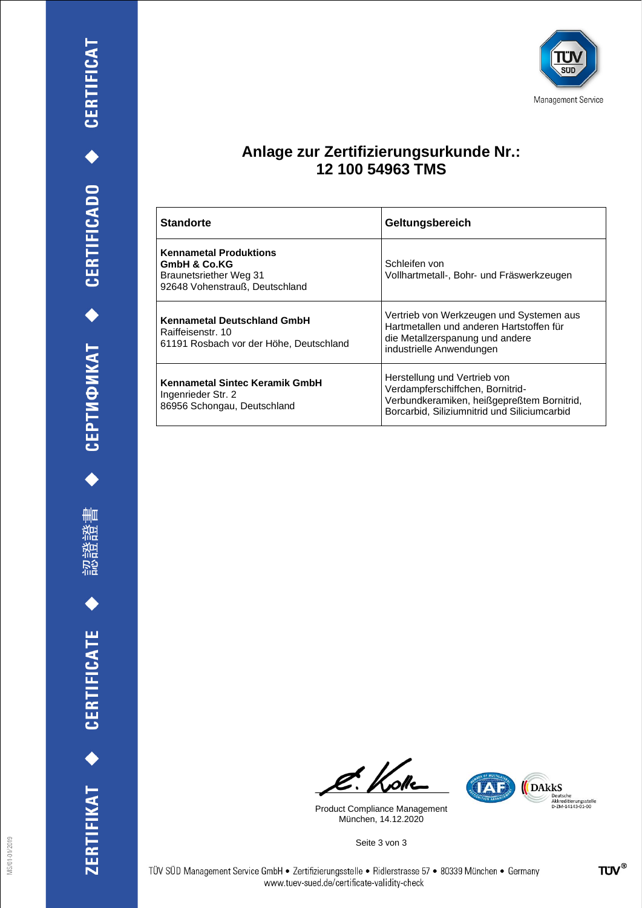# Anlage zur Zertifizierungsurkunde Nr.: 12 100 54963 TMS

| Standorte | Geltungsbereich |
|---|---|
| **Kennametal Produktions GmbH & Co.KG**<br>Braunetsriether Weg 31<br>92648 Vohenstrauß, Deutschland | Schleifen von Vollhartmetall-, Bohr- und Fräswerkzeugen |
| **Kennametal Deutschland GmbH**<br>Raiffeisenstr. 10<br>61191 Rosbach vor der Höhe, Deutschland | Vertrieb von Werkzeugen und Systemen aus Hartmetallen und anderen Hartstoffen für die Metallzerspanung und andere industrielle Anwendungen |
| **Kennametal Sintec Keramik GmbH**<br>Ingenrieder Str. 2<br>86956 Schongau, Deutschland | Herstellung und Vertrieb von Verdampferschiffchen, Bornitrid-Verbundkeramiken, heißgepreßtem Bornitrid, Borcarbid, Siliziumnitrid und Siliciumcarbid |

Product Compliance Management
München, 14.12.2020

TÜV SÜD Management Service GmbH • Zertifizierungsstelle • Ridlerstrasse 57 • 80339 München • Germany
www.tuev-sued.de/certificate-validity-check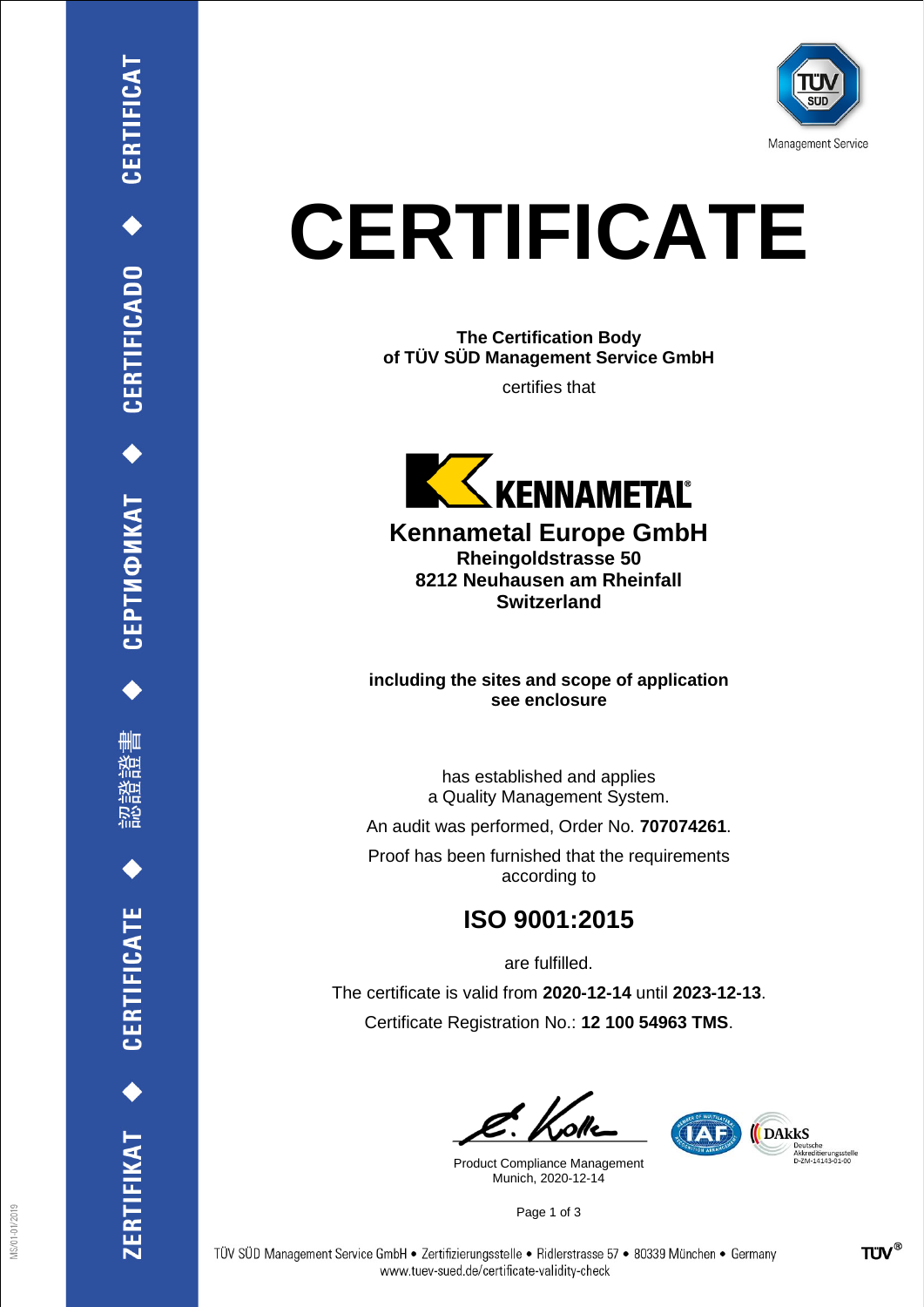CERTIFICAT ◆ CERTIFICADO ◆ СЕРТИФИКАТ ◆ 認證證書 ◆ CERTIFICATE ◆ ZERTIFIKAT

TÜV SÜD

Management Service

# CERTIFICATE

**The Certification Body**
**of TÜV SÜD Management Service GmbH**

certifies that

KENNAMETAL®

## Kennametal Europe GmbH

**Rheingoldstrasse 50**
**8212 Neuhausen am Rheinfall**
**Switzerland**

**including the sites and scope of application**
**see enclosure**

has established and applies
a Quality Management System.

An audit was performed, Order No. **707074261**.

Proof has been furnished that the requirements
according to

## ISO 9001:2015

are fulfilled.

The certificate is valid from **2020-12-14** until **2023-12-13**.

Certificate Registration No.: **12 100 54963 TMS**.

Product Compliance Management
Munich, 2020-12-14

IAF

DAkkS
Deutsche
Akkreditierungsstelle
D-ZM-14143-01-00

MS/01-01/2019

TÜV SÜD Management Service GmbH • Zertifizierungsstelle • Ridlerstrasse 57 • 80339 München • Germany
www.tuev-sued.de/certificate-validity-check

TÜV®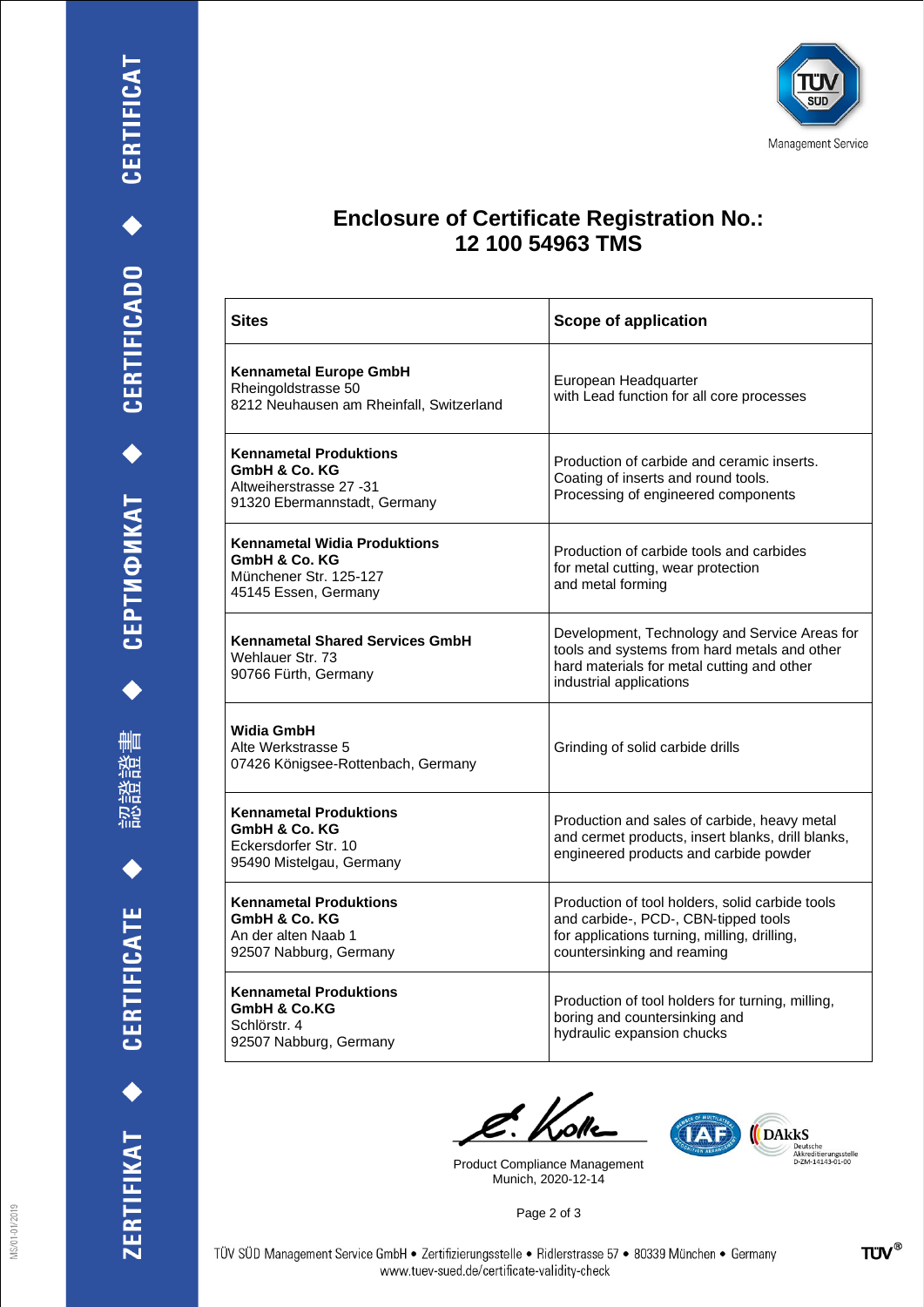## Enclosure of Certificate Registration No.: 12 100 54963 TMS

| Sites | Scope of application |
|---|---|
| **Kennametal Europe GmbH**<br>Rheingoldstrasse 50<br>8212 Neuhausen am Rheinfall, Switzerland | European Headquarter<br>with Lead function for all core processes |
| **Kennametal Produktions GmbH & Co. KG**<br>Altweiherstrasse 27 -31<br>91320 Ebermannstadt, Germany | Production of carbide and ceramic inserts.<br>Coating of inserts and round tools.<br>Processing of engineered components |
| **Kennametal Widia Produktions GmbH & Co. KG**<br>Münchener Str. 125-127<br>45145 Essen, Germany | Production of carbide tools and carbides<br>for metal cutting, wear protection<br>and metal forming |
| **Kennametal Shared Services GmbH**<br>Wehlauer Str. 73<br>90766 Fürth, Germany | Development, Technology and Service Areas for tools and systems from hard metals and other hard materials for metal cutting and other industrial applications |
| **Widia GmbH**<br>Alte Werkstrasse 5<br>07426 Königsee-Rottenbach, Germany | Grinding of solid carbide drills |
| **Kennametal Produktions GmbH & Co. KG**<br>Eckersdorfer Str. 10<br>95490 Mistelgau, Germany | Production and sales of carbide, heavy metal and cermet products, insert blanks, drill blanks, engineered products and carbide powder |
| **Kennametal Produktions GmbH & Co. KG**<br>An der alten Naab 1<br>92507 Nabburg, Germany | Production of tool holders, solid carbide tools and carbide-, PCD-, CBN-tipped tools<br>for applications turning, milling, drilling, countersinking and reaming |
| **Kennametal Produktions GmbH & Co.KG**<br>Schlörstr. 4<br>92507 Nabburg, Germany | Production of tool holders for turning, milling, boring and countersinking and<br>hydraulic expansion chucks |

Product Compliance Management
Munich, 2020-12-14

TÜV SÜD Management Service GmbH • Zertifizierungsstelle • Ridlerstrasse 57 • 80339 München • Germany
www.tuev-sued.de/certificate-validity-check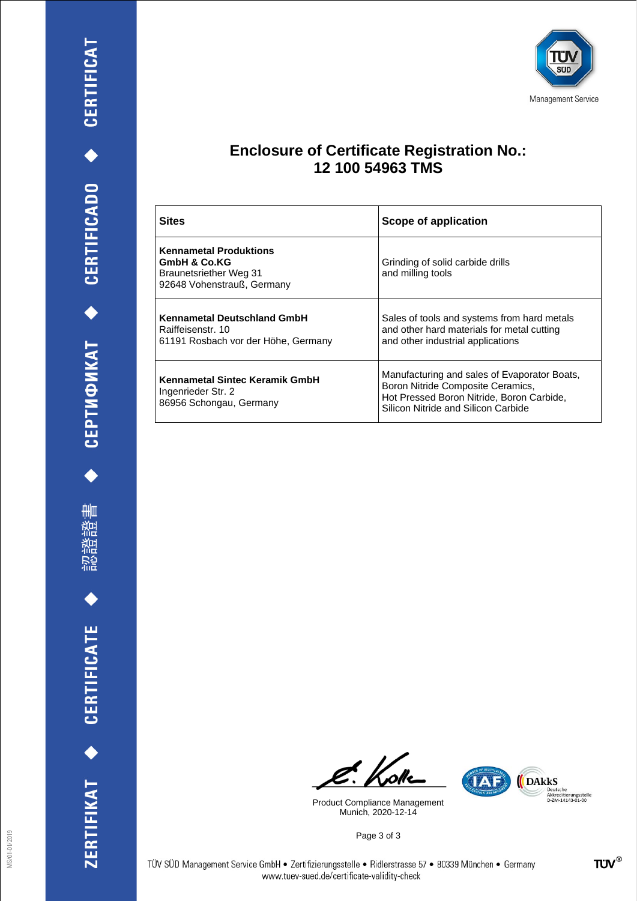## Enclosure of Certificate Registration No.: 12 100 54963 TMS

| Sites | Scope of application |
|---|---|
| **Kennametal Produktions GmbH & Co.KG**<br>Braunetsriether Weg 31<br>92648 Vohenstrauß, Germany | Grinding of solid carbide drills and milling tools |
| **Kennametal Deutschland GmbH**<br>Raiffeisenstr. 10<br>61191 Rosbach vor der Höhe, Germany | Sales of tools and systems from hard metals and other hard materials for metal cutting and other industrial applications |
| **Kennametal Sintec Keramik GmbH**<br>Ingenrieder Str. 2<br>86956 Schongau, Germany | Manufacturing and sales of Evaporator Boats, Boron Nitride Composite Ceramics, Hot Pressed Boron Nitride, Boron Carbide, Silicon Nitride and Silicon Carbide |

Product Compliance Management
Munich, 2020-12-14

DAkkS Deutsche Akkreditierungsstelle D-ZM-14143-01-00

TÜV SÜD Management Service GmbH • Zertifizierungsstelle • Ridlerstrasse 57 • 80339 München • Germany
www.tuev-sued.de/certificate-validity-check